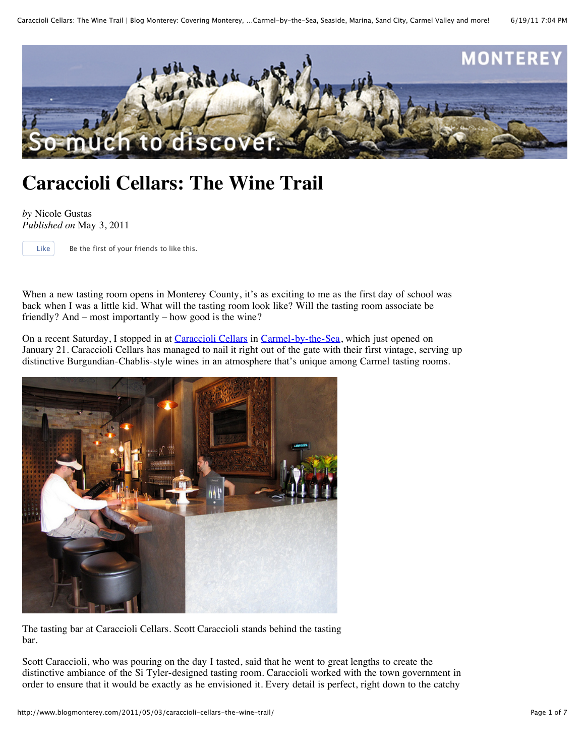# Caraccioli Cellars: The Wine Trail

*by* Nicole Gustas
*Published on* May 3, 2011

Like Be the first of your friends to like this.

When a new tasting room opens in Monterey County, it's as exciting to me as the first day of school was back when I was a little kid. What will the tasting room look like? Will the tasting room associate be friendly? And – most importantly – how good is the wine?

On a recent Saturday, I stopped in at Caraccioli Cellars in Carmel-by-the-Sea, which just opened on January 21. Caraccioli Cellars has managed to nail it right out of the gate with their first vintage, serving up distinctive Burgundian-Chablis-style wines in an atmosphere that's unique among Carmel tasting rooms.

The tasting bar at Caraccioli Cellars. Scott Caraccioli stands behind the tasting bar.

Scott Caraccioli, who was pouring on the day I tasted, said that he went to great lengths to create the distinctive ambiance of the Si Tyler-designed tasting room. Caraccioli worked with the town government in order to ensure that it would be exactly as he envisioned it. Every detail is perfect, right down to the catchy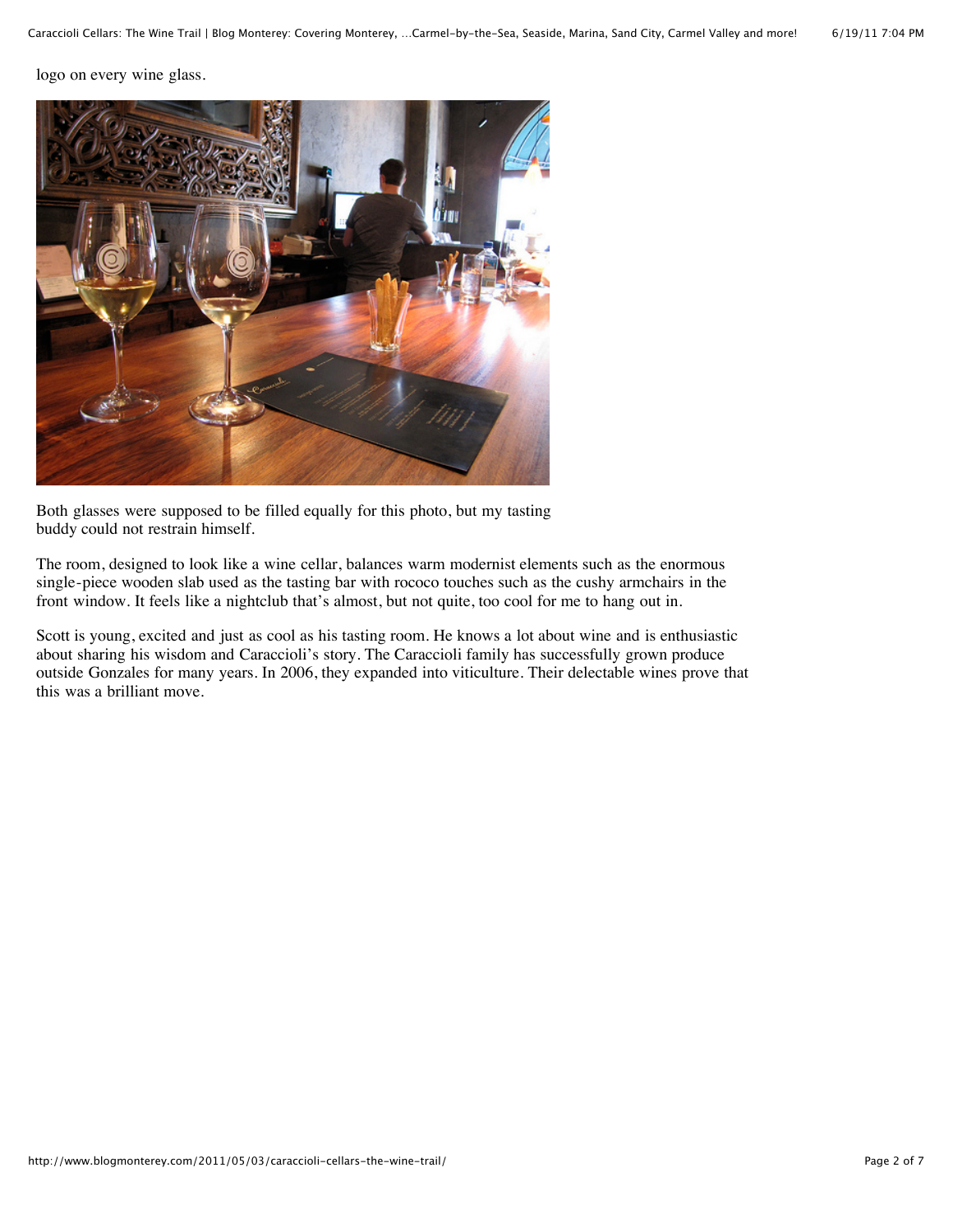logo on every wine glass.

Both glasses were supposed to be filled equally for this photo, but my tasting buddy could not restrain himself.

The room, designed to look like a wine cellar, balances warm modernist elements such as the enormous single-piece wooden slab used as the tasting bar with rococo touches such as the cushy armchairs in the front window. It feels like a nightclub that's almost, but not quite, too cool for me to hang out in.

Scott is young, excited and just as cool as his tasting room. He knows a lot about wine and is enthusiastic about sharing his wisdom and Caraccioli's story. The Caraccioli family has successfully grown produce outside Gonzales for many years. In 2006, they expanded into viticulture. Their delectable wines prove that this was a brilliant move.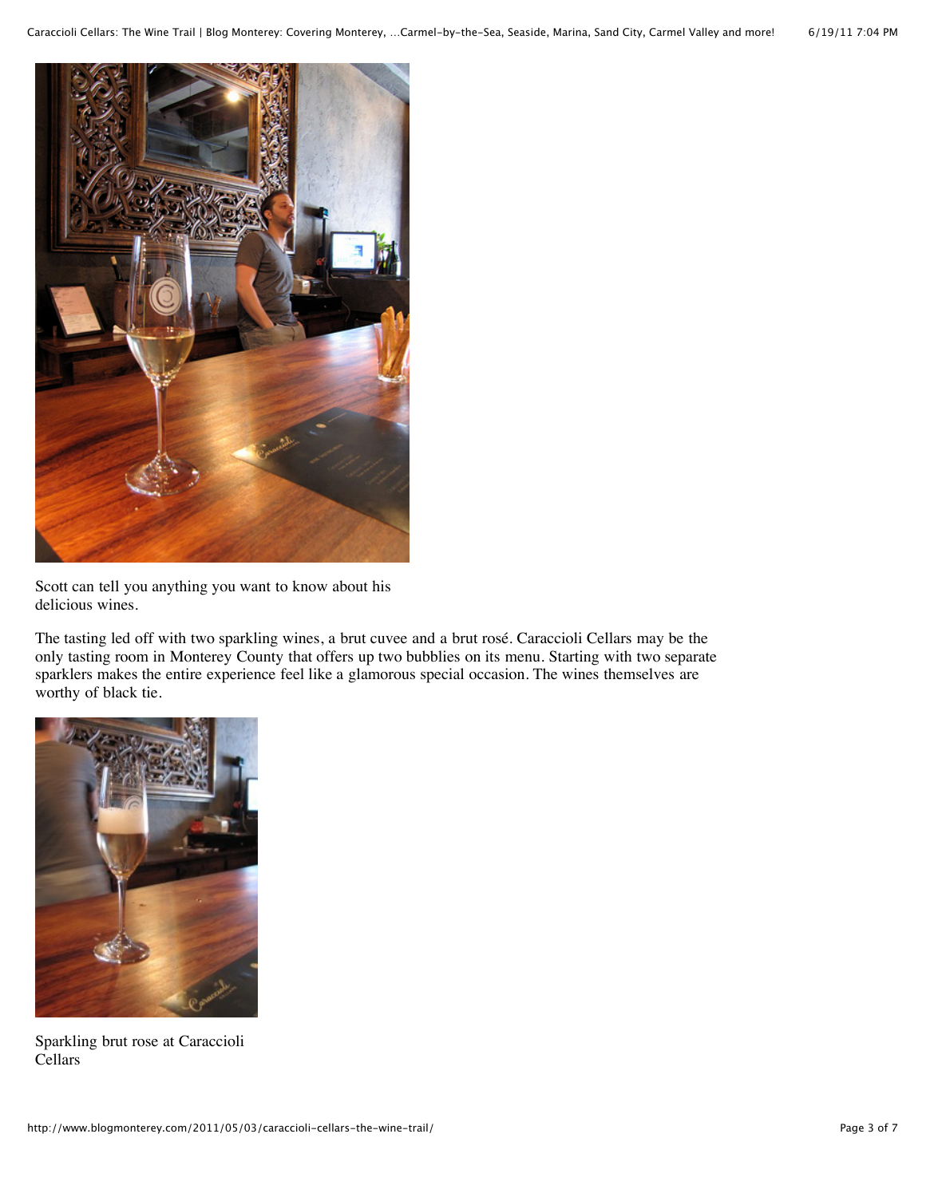Scott can tell you anything you want to know about his delicious wines.

The tasting led off with two sparkling wines, a brut cuvee and a brut rosé. Caraccioli Cellars may be the only tasting room in Monterey County that offers up two bubblies on its menu. Starting with two separate sparklers makes the entire experience feel like a glamorous special occasion. The wines themselves are worthy of black tie.

Sparkling brut rose at Caraccioli Cellars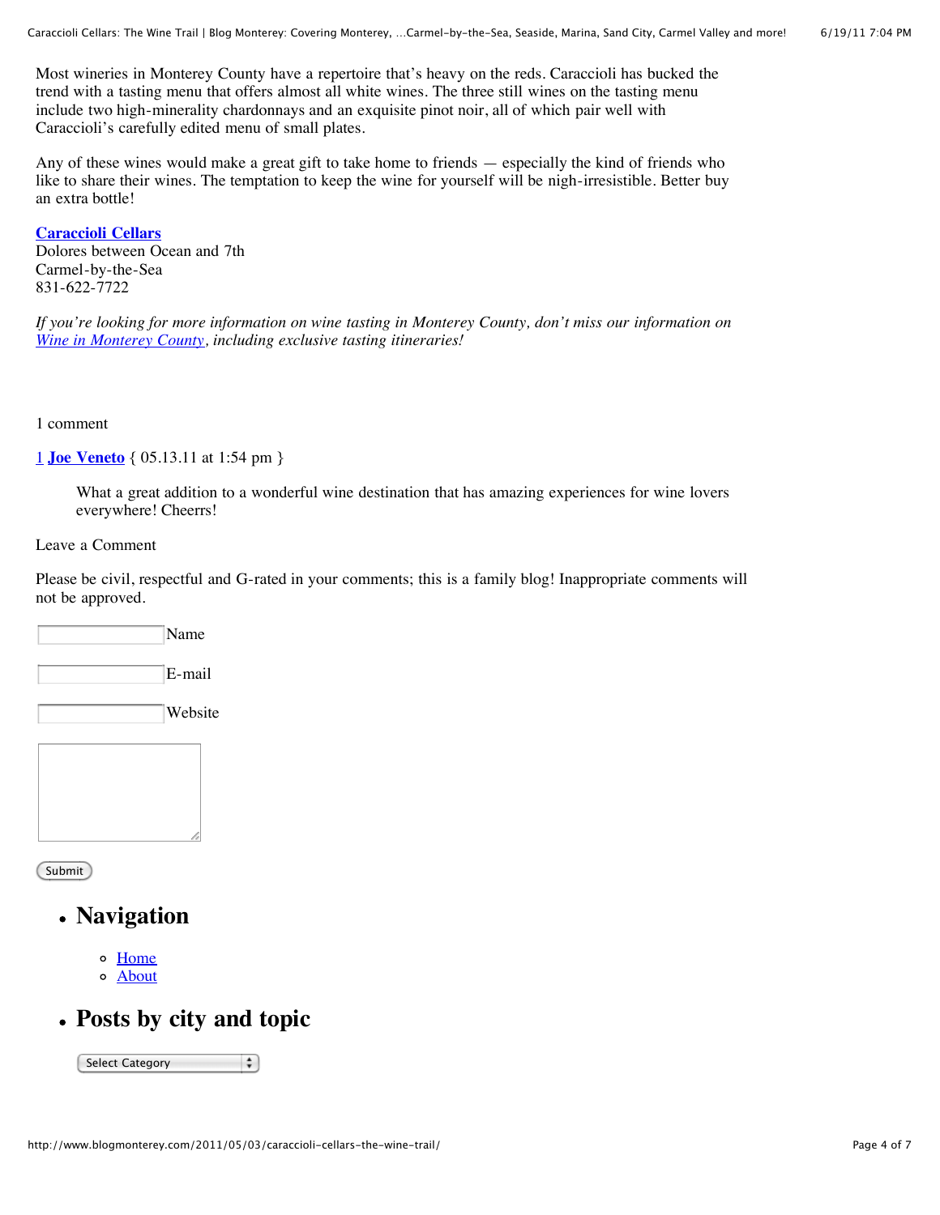Most wineries in Monterey County have a repertoire that's heavy on the reds. Caraccioli has bucked the trend with a tasting menu that offers almost all white wines. The three still wines on the tasting menu include two high-minerality chardonnays and an exquisite pinot noir, all of which pair well with Caraccioli's carefully edited menu of small plates.

Any of these wines would make a great gift to take home to friends — especially the kind of friends who like to share their wines. The temptation to keep the wine for yourself will be nigh-irresistible. Better buy an extra bottle!

**Caraccioli Cellars**
Dolores between Ocean and 7th
Carmel-by-the-Sea
831-622-7722

*If you're looking for more information on wine tasting in Monterey County, don't miss our information on Wine in Monterey County, including exclusive tasting itineraries!*

1 comment

1 **Joe Veneto** { 05.13.11 at 1:54 pm }

> What a great addition to a wonderful wine destination that has amazing experiences for wine lovers everywhere! Cheerrs!

Leave a Comment

Please be civil, respectful and G-rated in your comments; this is a family blog! Inappropriate comments will not be approved.

Name

E-mail

Website

Submit

- ## Navigation
  - Home
  - About
- ## Posts by city and topic

  Select Category